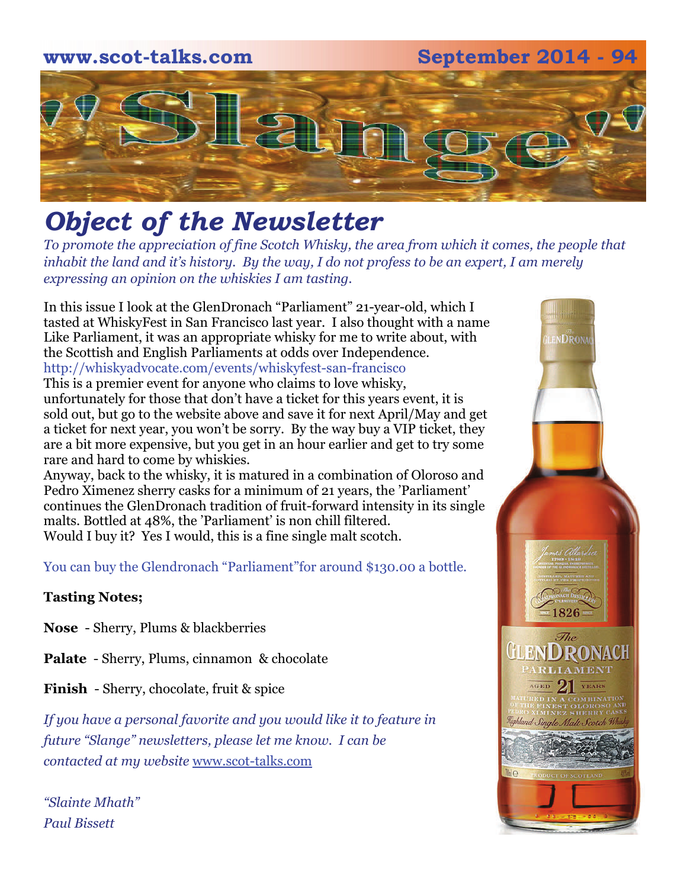www.scot-talks.com September 2014 - 94

# "Slange"

## *Object of the Newsletter*

*To promote the appreciation of fine Scotch Whisky, the area from which it comes, the people that inhabit the land and it's history. By the way, I do not profess to be an expert, I am merely expressing an opinion on the whiskies I am tasting.*

In this issue I look at the GlenDronach "Parliament" 21-year-old, which I tasted at WhiskyFest in San Francisco last year. I also thought with a name Like Parliament, it was an appropriate whisky for me to write about, with the Scottish and English Parliaments at odds over Independence.
http://whiskyadvocate.com/events/whiskyfest-san-francisco
This is a premier event for anyone who claims to love whisky, unfortunately for those that don't have a ticket for this years event, it is sold out, but go to the website above and save it for next April/May and get a ticket for next year, you won't be sorry. By the way buy a VIP ticket, they are a bit more expensive, but you get in an hour earlier and get to try some rare and hard to come by whiskies.
Anyway, back to the whisky, it is matured in a combination of Oloroso and Pedro Ximenez sherry casks for a minimum of 21 years, the 'Parliament' continues the GlenDronach tradition of fruit-forward intensity in its single malts. Bottled at 48%, the 'Parliament' is non chill filtered.
Would I buy it? Yes I would, this is a fine single malt scotch.

You can buy the Glendronach "Parliament"for around $130.00 a bottle.

**Tasting Notes;**

**Nose** - Sherry, Plums & blackberries

**Palate** - Sherry, Plums, cinnamon & chocolate

**Finish** - Sherry, chocolate, fruit & spice

*If you have a personal favorite and you would like it to feature in future "Slange" newsletters, please let me know. I can be contacted at my website* www.scot-talks.com

*"Slainte Mhath"*
*Paul Bissett*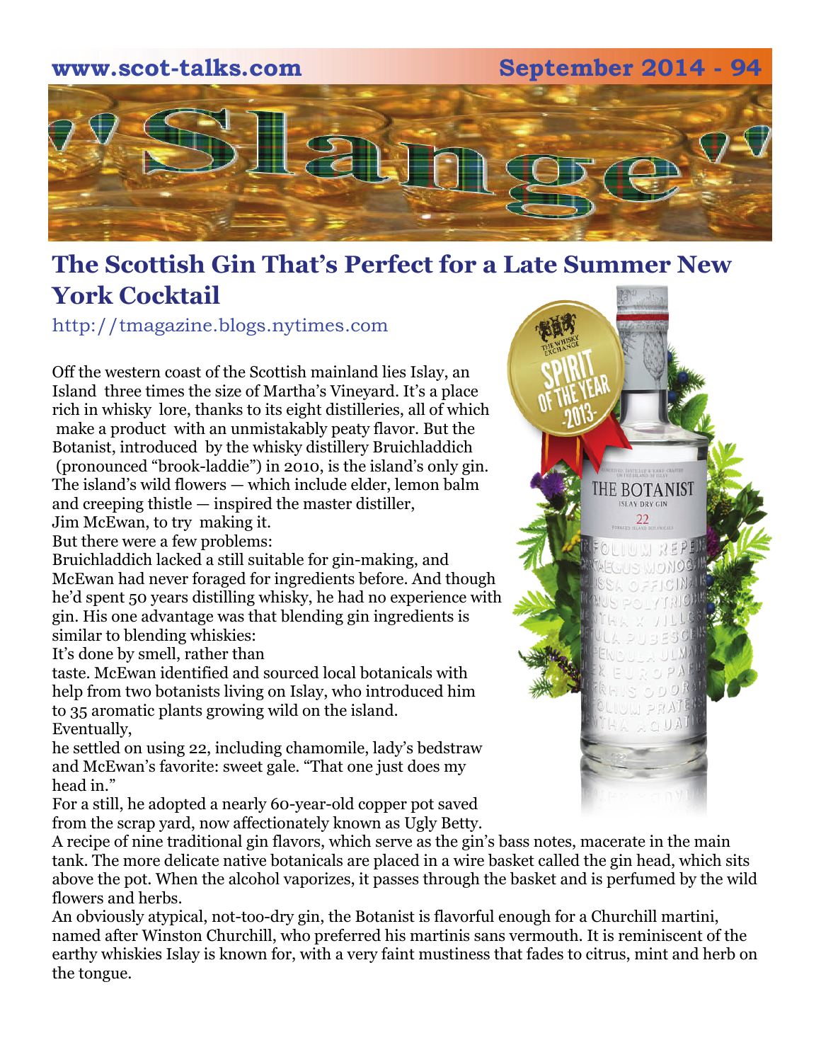# "Slange"

## The Scottish Gin That's Perfect for a Late Summer New York Cocktail

http://tmagazine.blogs.nytimes.com

Off the western coast of the Scottish mainland lies Islay, an Island three times the size of Martha's Vineyard. It's a place rich in whisky lore, thanks to its eight distilleries, all of which make a product with an unmistakably peaty flavor. But the Botanist, introduced by the whisky distillery Bruichladdich (pronounced "brook-laddie") in 2010, is the island's only gin. The island's wild flowers — which include elder, lemon balm and creeping thistle — inspired the master distiller, Jim McEwan, to try making it.

But there were a few problems:

Bruichladdich lacked a still suitable for gin-making, and McEwan had never foraged for ingredients before. And though he'd spent 50 years distilling whisky, he had no experience with gin. His one advantage was that blending gin ingredients is similar to blending whiskies:

It's done by smell, rather than taste. McEwan identified and sourced local botanicals with help from two botanists living on Islay, who introduced him to 35 aromatic plants growing wild on the island.

Eventually, he settled on using 22, including chamomile, lady's bedstraw and McEwan's favorite: sweet gale. "That one just does my head in."

For a still, he adopted a nearly 60-year-old copper pot saved from the scrap yard, now affectionately known as Ugly Betty.

A recipe of nine traditional gin flavors, which serve as the gin's bass notes, macerate in the main tank. The more delicate native botanicals are placed in a wire basket called the gin head, which sits above the pot. When the alcohol vaporizes, it passes through the basket and is perfumed by the wild flowers and herbs.

An obviously atypical, not-too-dry gin, the Botanist is flavorful enough for a Churchill martini, named after Winston Churchill, who preferred his martinis sans vermouth. It is reminiscent of the earthy whiskies Islay is known for, with a very faint mustiness that fades to citrus, mint and herb on the tongue.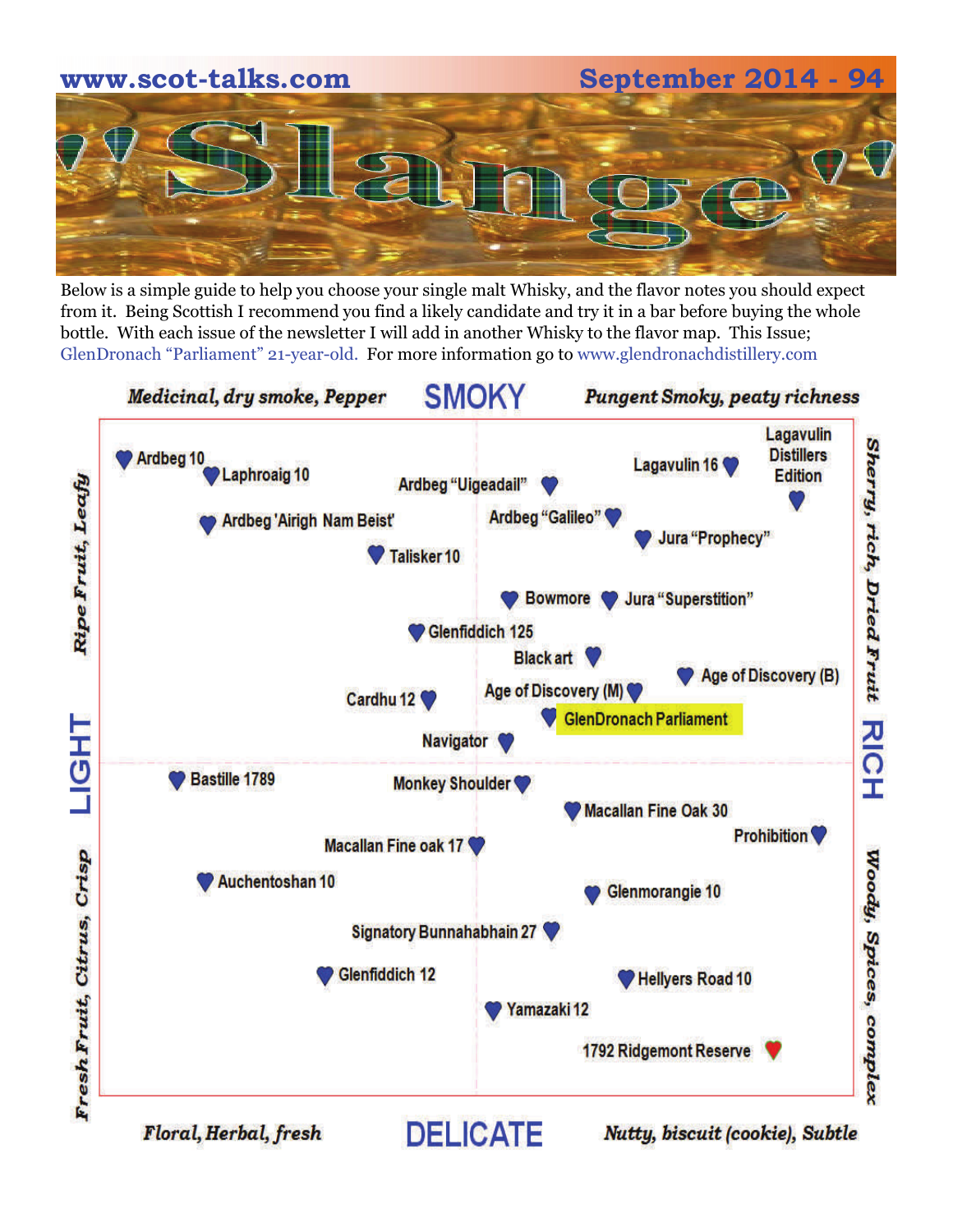# 'Slange'

Below is a simple guide to help you choose your single malt Whisky, and the flavor notes you should expect from it. Being Scottish I recommend you find a likely candidate and try it in a bar before buying the whole bottle. With each issue of the newsletter I will add in another Whisky to the flavor map. This Issue; GlenDronach "Parliament" 21-year-old. For more information go to www.glendronachdistillery.com

*Medicinal, dry smoke, Pepper* **SMOKY** *Pungent Smoky, peaty richness*

Ardbeg 10
Laphroaig 10
Ardbeg "Uigeadail"
Lagavulin 16
Lagavulin Distillers Edition
Ardbeg 'Airigh Nam Beist'
Ardbeg "Galileo"
Jura "Prophecy"
Talisker 10
Bowmore
Jura "Superstition"
Glenfiddich 125
Black art
Age of Discovery (B)
Cardhu 12
Age of Discovery (M)
GlenDronach Parliament
Navigator
Bastille 1789
Monkey Shoulder
Macallan Fine Oak 30
Prohibition
Macallan Fine oak 17
Auchentoshan 10
Glenmorangie 10
Signatory Bunnahabhain 27
Glenfiddich 12
Hellyers Road 10
Yamazaki 12
1792 Ridgemont Reserve

*Ripe Fruit, Leafy* **LIGHT** *Fresh Fruit, Citrus, Crisp*

*Sherry, rich, Dried Fruit* **RICH** *Woody, Spices, complex*

*Floral, Herbal, fresh* **DELICATE** *Nutty, biscuit (cookie), Subtle*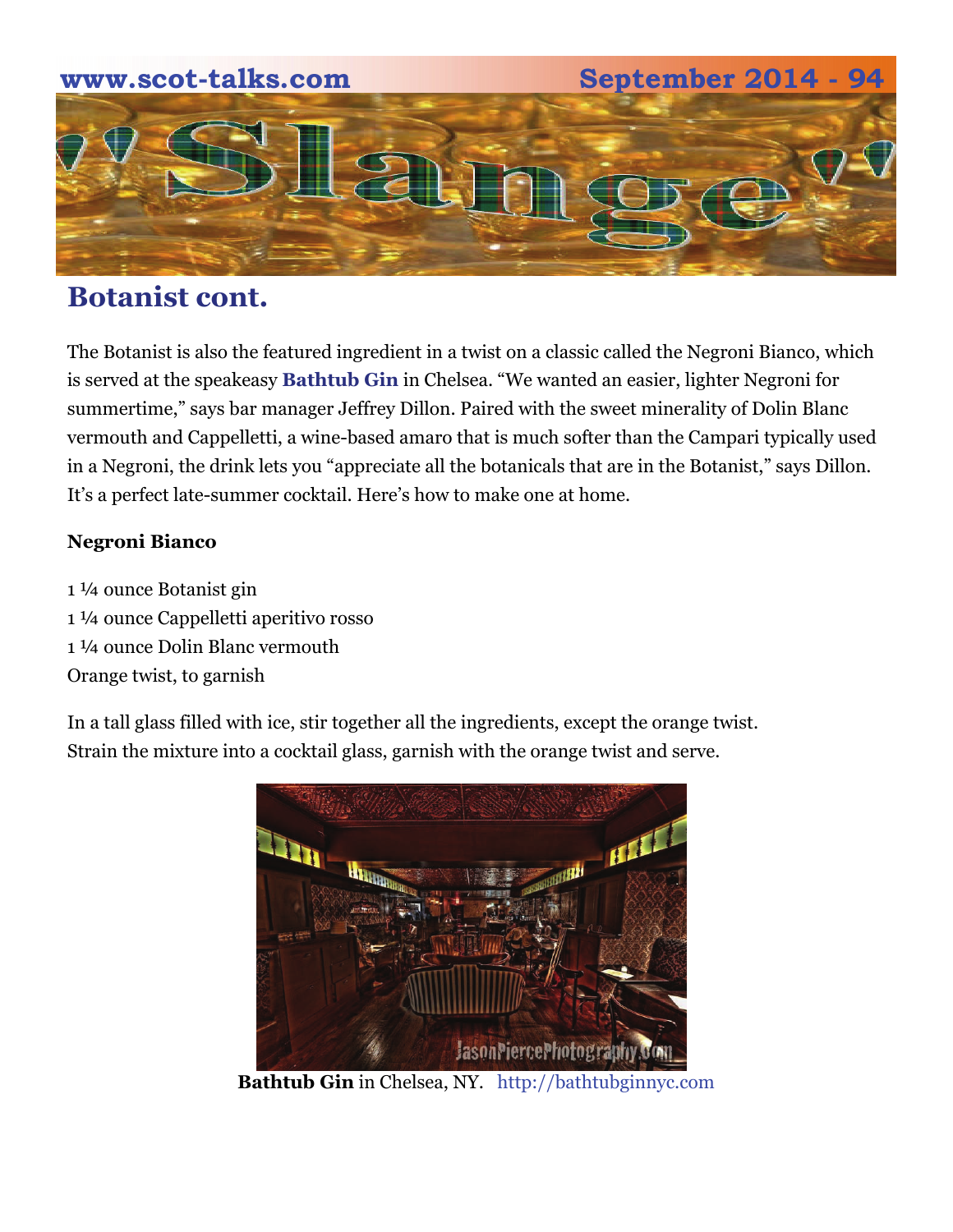## Botanist cont.

The Botanist is also the featured ingredient in a twist on a classic called the Negroni Bianco, which is served at the speakeasy **Bathtub Gin** in Chelsea. “We wanted an easier, lighter Negroni for summertime,” says bar manager Jeffrey Dillon. Paired with the sweet minerality of Dolin Blanc vermouth and Cappelletti, a wine-based amaro that is much softer than the Campari typically used in a Negroni, the drink lets you “appreciate all the botanicals that are in the Botanist,” says Dillon. It’s a perfect late-summer cocktail. Here’s how to make one at home.

**Negroni Bianco**

1 ¼ ounce Botanist gin
1 ¼ ounce Cappelletti aperitivo rosso
1 ¼ ounce Dolin Blanc vermouth
Orange twist, to garnish

In a tall glass filled with ice, stir together all the ingredients, except the orange twist. Strain the mixture into a cocktail glass, garnish with the orange twist and serve.

**Bathtub Gin** in Chelsea, NY. http://bathtubginnyc.com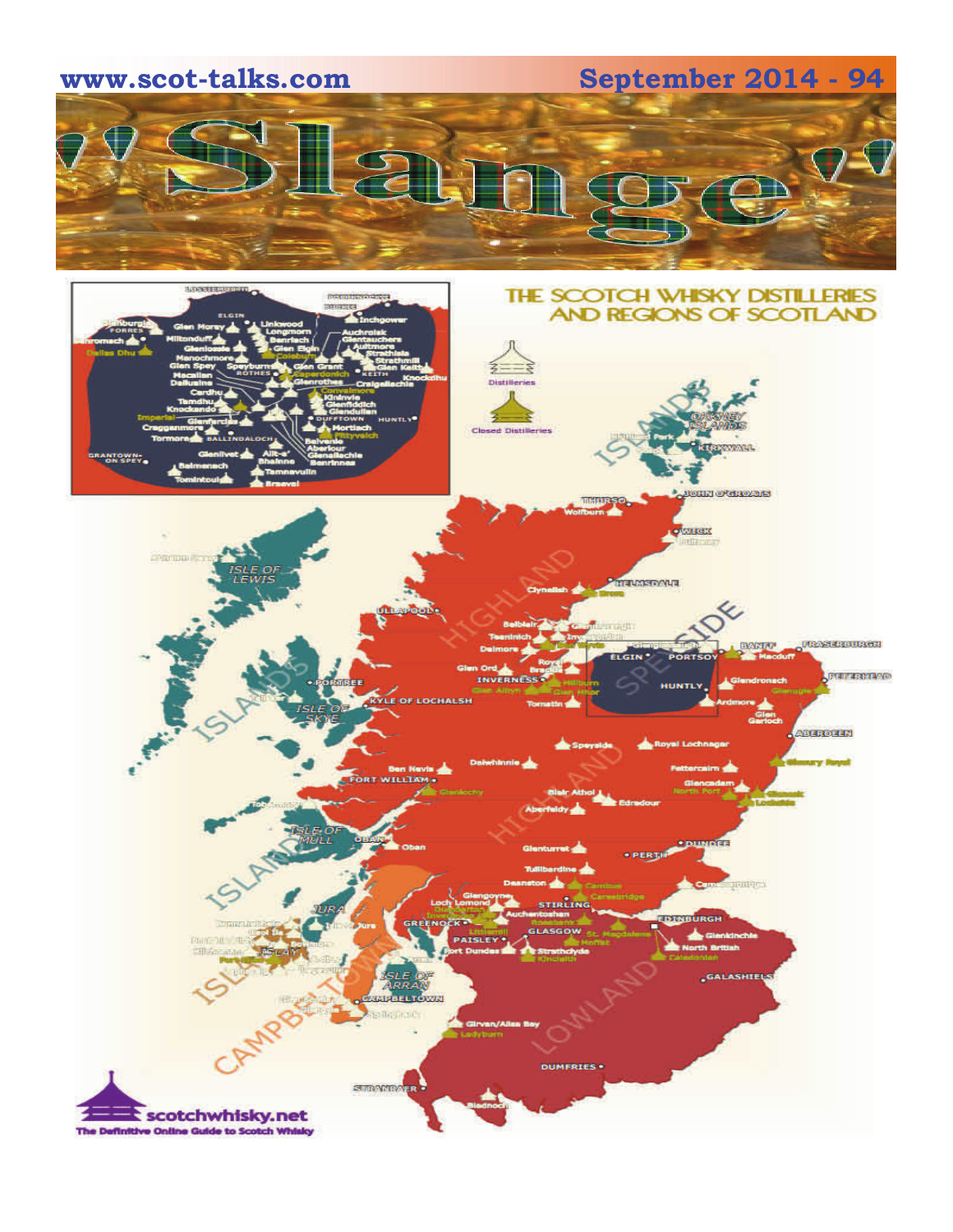# "Slange"

## THE SCOTCH WHISKY DISTILLERIES AND REGIONS OF SCOTLAND

Distilleries

Closed Distilleries

LOSSIEMOUTH
FORRES
ELGIN
Benromach
Dallas Dhu
Glenburgie
Glen Moray
Miltonduff
Glenlossie
Manochmore
Glen Spey
Macallan
Dailuaine
Cardhu
Tamdhu
Knockando
Imperial
Cragganmore
Tormore
GRANTOWN-ON SPEY
Glenlivet
Balmenach
Tomintoul
Linkwood
Longmorn
Benriach
Glen Elgin
Coleburn
Speyburn
Glen Grant
Caperdonich
ROTHES
Glenrothes
Convalmore
Kininvie
Glenfiddich
Glendullan
DUFFTOWN
Mortlach
Pittyvaich
Balvenie
Aberlour
Glenallachie
Benrinnes
Glenfarclas
BALLINDALOCH
Allt-a'-Bhainne
Tamnavulin
Braeval
Inchgower
Auchroisk
Glentauchers
Aultmore
Strathisla
Strathmill
Glen Keith
KEITH
Knockdhu
Craigellachie
HUNTLY

ORKNEY ISLANDS
KIRKWALL
ISLANDS
JOHN O'GROATS
THURSO
Wolfburn
WICK
Pulteney
HIGHLAND
HELMSDALE
Clynelish
Brora
ISLE OF LEWIS
ULLAPOOL
Balblair
Teaninich
Dalmore
Glen Ord
Royal Brackla
INVERNESS
Millburn
Glen Albyn
Glen Mhor
Tomatin
SPEYSIDE
BANFF
FRASERBURGH
Macduff
ELGIN
PORTSOY
HUNTLY
Glendronach
Ardmore
PETERHEAD
Glenugie
Glen Garioch
ABERDEEN
ISLANDS
PORTREE
ISLE OF SKYE
KYLE OF LOCHALSH
Speyside
Royal Lochnagar
Dalwhinnie
Ben Nevis
FORT WILLIAM
Glenlochy
Fettercairn
Glenury Royal
Glencadam
North Port
Glenesk
Lochside
Blair Athol
Edradour
Aberfeldy
HIGHLAND
ISLE OF MULL
OBAN
Oban
Glenturret
DUNDEE
PERTH
ISLANDS
Tullibardine
Deanston
Cambus
Carsebridge
JURA
Jura
Glengoyne
Loch Lomond
STIRLING
Auchentoshan
Rosebank
GREENOCK
Littlemill
PAISLEY
GLASGOW
St. Magdalene
Moffat
Strathclyde
Kinclaith
Port Dundas
EDINBURGH
Glenkinchie
North British
Caledonian
ISLAY
Port Ellen
ISLE OF ARRAN
CAMPBELTOWN
CAMPBELTOWN
GALASHIELS
Girvan/Ailsa Bay
Ladyburn
LOWLAND
DUMFRIES
STRANRAER
Bladnoch

scotchwhisky.net
The Definitive Online Guide to Scotch Whisky